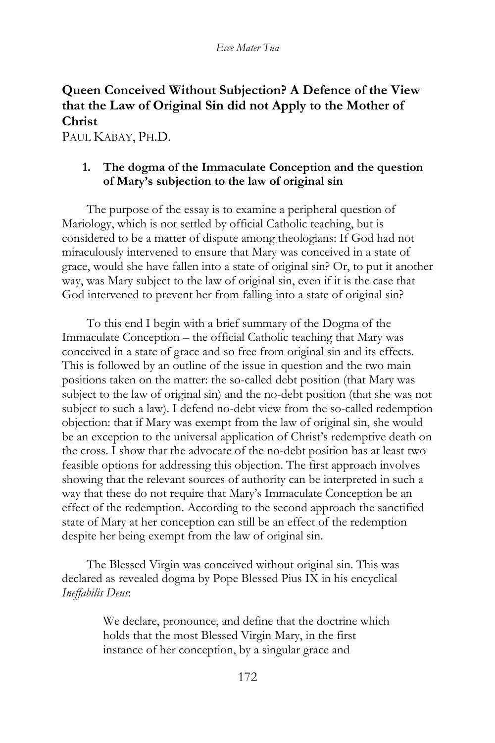# Queen Conceived Without Subjection? A Defence of the View that the Law of Original Sin did not Apply to the Mother of Christ

PAUL KABAY, PH.D.

## 1. The dogma of the Immaculate Conception and the question of Mary's subjection to the law of original sin

The purpose of the essay is to examine a peripheral question of Mariology, which is not settled by official Catholic teaching, but is considered to be a matter of dispute among theologians: If God had not miraculously intervened to ensure that Mary was conceived in a state of grace, would she have fallen into a state of original sin? Or, to put it another way, was Mary subject to the law of original sin, even if it is the case that God intervened to prevent her from falling into a state of original sin?

To this end I begin with a brief summary of the Dogma of the Immaculate Conception – the official Catholic teaching that Mary was conceived in a state of grace and so free from original sin and its effects. This is followed by an outline of the issue in question and the two main positions taken on the matter: the so-called debt position (that Mary was subject to the law of original sin) and the no-debt position (that she was not subject to such a law). I defend no-debt view from the so-called redemption objection: that if Mary was exempt from the law of original sin, she would be an exception to the universal application of Christ's redemptive death on the cross. I show that the advocate of the no-debt position has at least two feasible options for addressing this objection. The first approach involves showing that the relevant sources of authority can be interpreted in such a way that these do not require that Mary's Immaculate Conception be an effect of the redemption. According to the second approach the sanctified state of Mary at her conception can still be an effect of the redemption despite her being exempt from the law of original sin.

The Blessed Virgin was conceived without original sin. This was declared as revealed dogma by Pope Blessed Pius IX in his encyclical *Ineffabilis Deus*:

> We declare, pronounce, and define that the doctrine which holds that the most Blessed Virgin Mary, in the first instance of her conception, by a singular grace and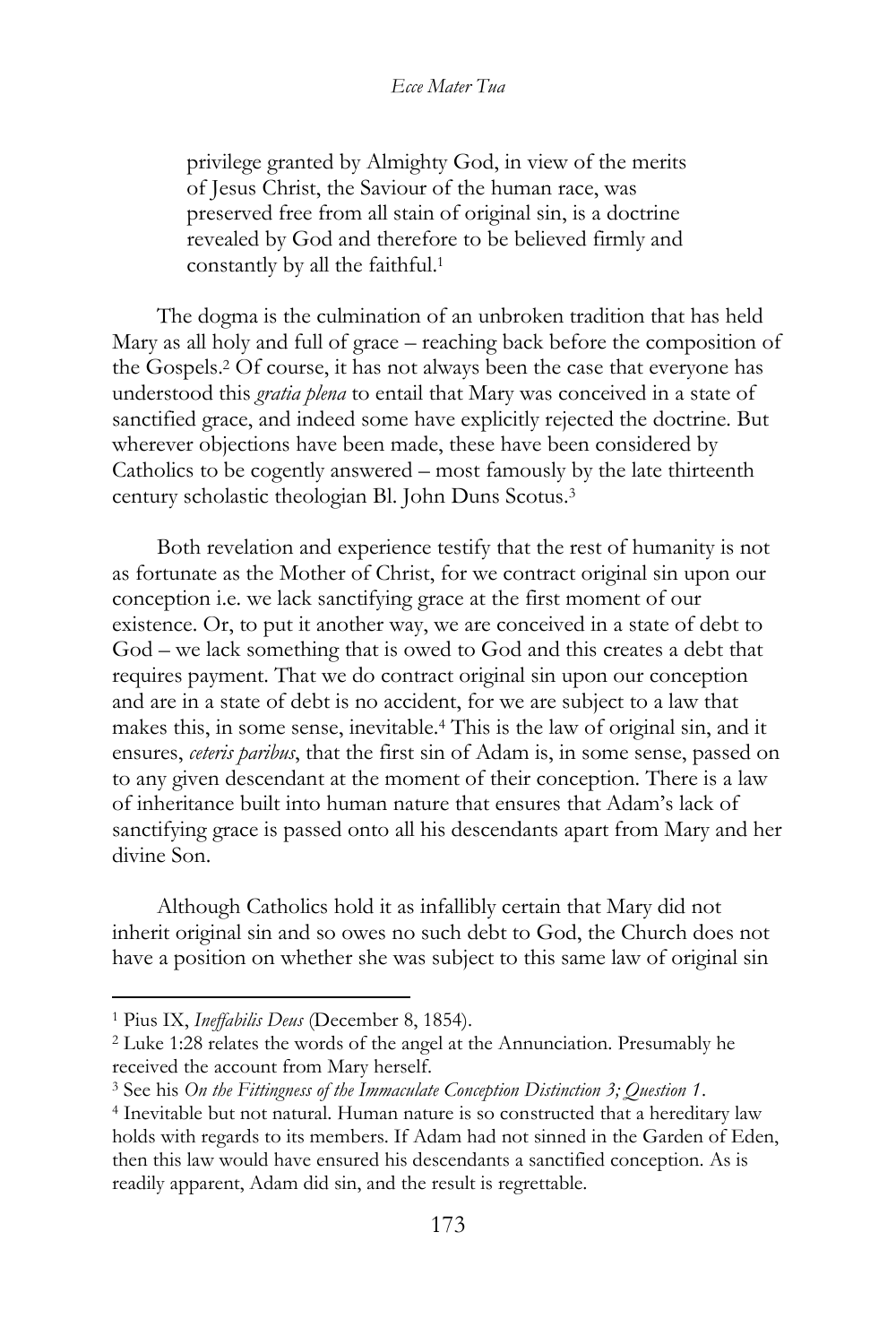> privilege granted by Almighty God, in view of the merits of Jesus Christ, the Saviour of the human race, was preserved free from all stain of original sin, is a doctrine revealed by God and therefore to be believed firmly and constantly by all the faithful.[1]

The dogma is the culmination of an unbroken tradition that has held Mary as all holy and full of grace – reaching back before the composition of the Gospels.[2] Of course, it has not always been the case that everyone has understood this *gratia plena* to entail that Mary was conceived in a state of sanctified grace, and indeed some have explicitly rejected the doctrine. But wherever objections have been made, these have been considered by Catholics to be cogently answered – most famously by the late thirteenth century scholastic theologian Bl. John Duns Scotus.[3]

Both revelation and experience testify that the rest of humanity is not as fortunate as the Mother of Christ, for we contract original sin upon our conception i.e. we lack sanctifying grace at the first moment of our existence. Or, to put it another way, we are conceived in a state of debt to God – we lack something that is owed to God and this creates a debt that requires payment. That we do contract original sin upon our conception and are in a state of debt is no accident, for we are subject to a law that makes this, in some sense, inevitable.[4] This is the law of original sin, and it ensures, *ceteris paribus*, that the first sin of Adam is, in some sense, passed on to any given descendant at the moment of their conception. There is a law of inheritance built into human nature that ensures that Adam's lack of sanctifying grace is passed onto all his descendants apart from Mary and her divine Son.

Although Catholics hold it as infallibly certain that Mary did not inherit original sin and so owes no such debt to God, the Church does not have a position on whether she was subject to this same law of original sin

---

[1] Pius IX, *Ineffabilis Deus* (December 8, 1854).

[2] Luke 1:28 relates the words of the angel at the Annunciation. Presumably he received the account from Mary herself.

[3] See his *On the Fittingness of the Immaculate Conception Distinction 3; Question 1*.

[4] Inevitable but not natural. Human nature is so constructed that a hereditary law holds with regards to its members. If Adam had not sinned in the Garden of Eden, then this law would have ensured his descendants a sanctified conception. As is readily apparent, Adam did sin, and the result is regrettable.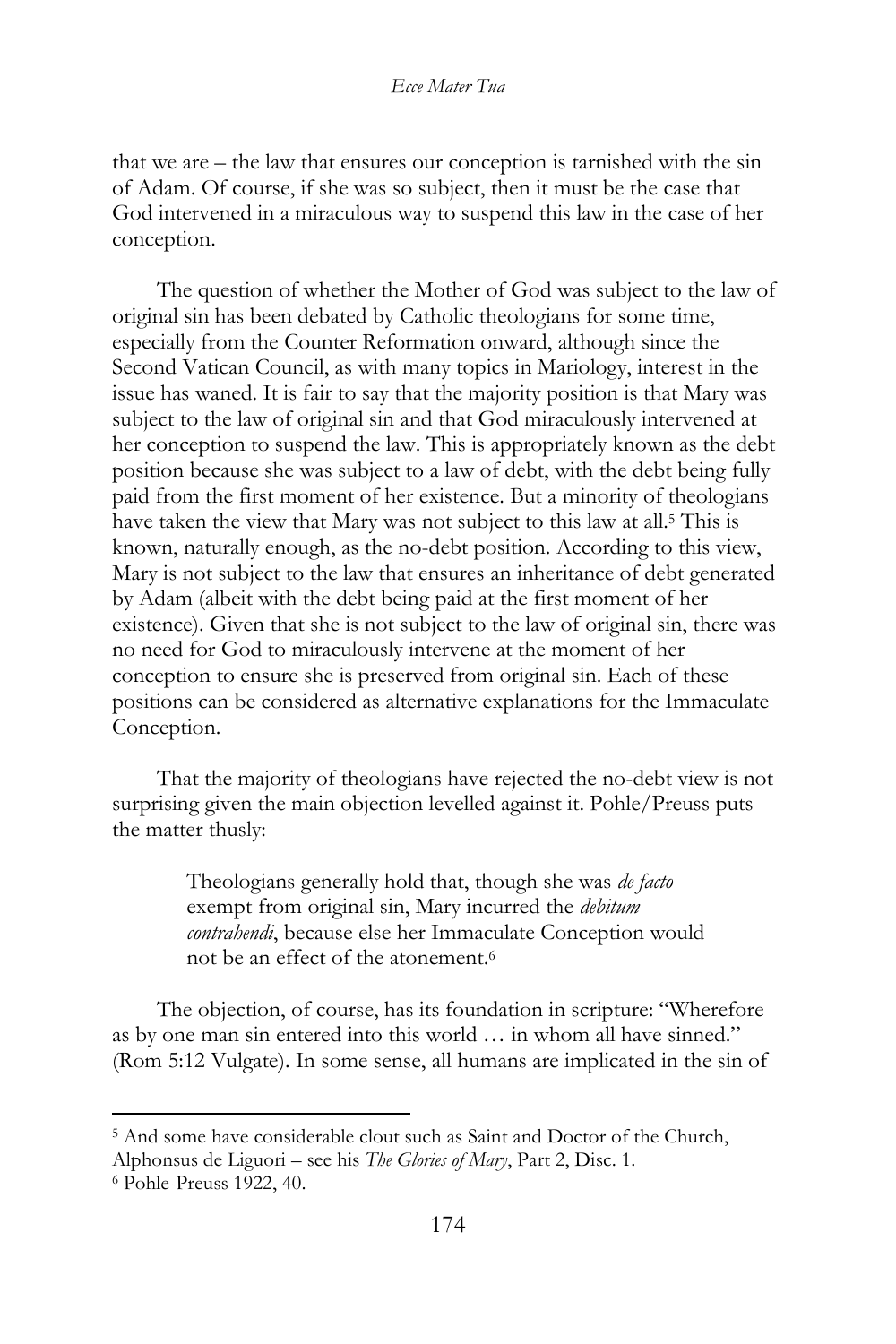that we are – the law that ensures our conception is tarnished with the sin of Adam. Of course, if she was so subject, then it must be the case that God intervened in a miraculous way to suspend this law in the case of her conception.

The question of whether the Mother of God was subject to the law of original sin has been debated by Catholic theologians for some time, especially from the Counter Reformation onward, although since the Second Vatican Council, as with many topics in Mariology, interest in the issue has waned. It is fair to say that the majority position is that Mary was subject to the law of original sin and that God miraculously intervened at her conception to suspend the law. This is appropriately known as the debt position because she was subject to a law of debt, with the debt being fully paid from the first moment of her existence. But a minority of theologians have taken the view that Mary was not subject to this law at all.[5] This is known, naturally enough, as the no-debt position. According to this view, Mary is not subject to the law that ensures an inheritance of debt generated by Adam (albeit with the debt being paid at the first moment of her existence). Given that she is not subject to the law of original sin, there was no need for God to miraculously intervene at the moment of her conception to ensure she is preserved from original sin. Each of these positions can be considered as alternative explanations for the Immaculate Conception.

That the majority of theologians have rejected the no-debt view is not surprising given the main objection levelled against it. Pohle/Preuss puts the matter thusly:

> Theologians generally hold that, though she was *de facto* exempt from original sin, Mary incurred the *debitum contrahendi*, because else her Immaculate Conception would not be an effect of the atonement.[6]

The objection, of course, has its foundation in scripture: "Wherefore as by one man sin entered into this world … in whom all have sinned." (Rom 5:12 Vulgate). In some sense, all humans are implicated in the sin of

---

[5] And some have considerable clout such as Saint and Doctor of the Church, Alphonsus de Liguori – see his *The Glories of Mary*, Part 2, Disc. 1.

[6] Pohle-Preuss 1922, 40.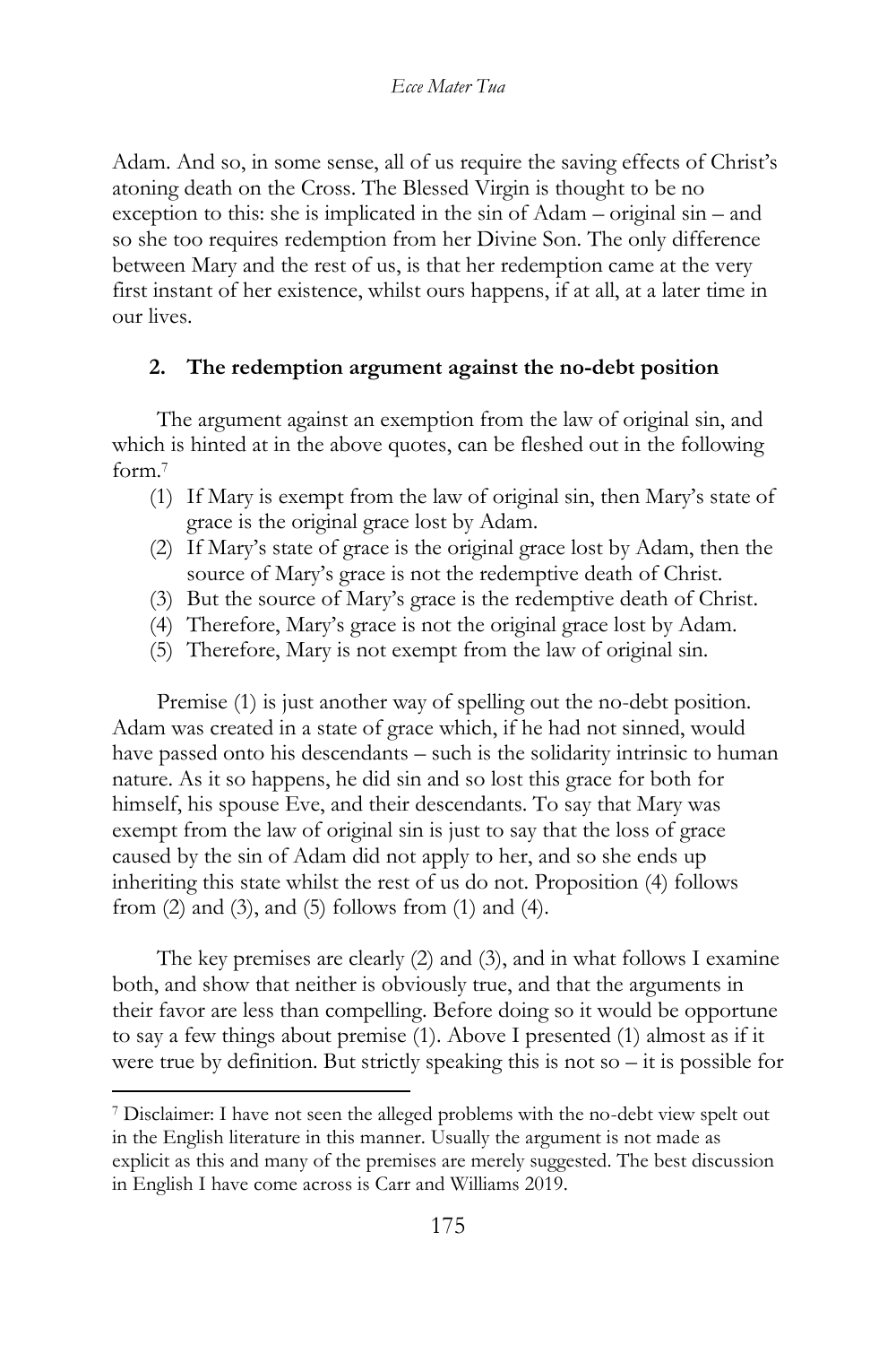Adam. And so, in some sense, all of us require the saving effects of Christ's atoning death on the Cross. The Blessed Virgin is thought to be no exception to this: she is implicated in the sin of Adam – original sin – and so she too requires redemption from her Divine Son. The only difference between Mary and the rest of us, is that her redemption came at the very first instant of her existence, whilst ours happens, if at all, at a later time in our lives.

## 2. The redemption argument against the no-debt position

The argument against an exemption from the law of original sin, and which is hinted at in the above quotes, can be fleshed out in the following form.[7]

(1) If Mary is exempt from the law of original sin, then Mary's state of grace is the original grace lost by Adam.
(2) If Mary's state of grace is the original grace lost by Adam, then the source of Mary's grace is not the redemptive death of Christ.
(3) But the source of Mary's grace is the redemptive death of Christ.
(4) Therefore, Mary's grace is not the original grace lost by Adam.
(5) Therefore, Mary is not exempt from the law of original sin.

Premise (1) is just another way of spelling out the no-debt position. Adam was created in a state of grace which, if he had not sinned, would have passed onto his descendants – such is the solidarity intrinsic to human nature. As it so happens, he did sin and so lost this grace for both for himself, his spouse Eve, and their descendants. To say that Mary was exempt from the law of original sin is just to say that the loss of grace caused by the sin of Adam did not apply to her, and so she ends up inheriting this state whilst the rest of us do not. Proposition (4) follows from (2) and (3), and (5) follows from (1) and (4).

The key premises are clearly (2) and (3), and in what follows I examine both, and show that neither is obviously true, and that the arguments in their favor are less than compelling. Before doing so it would be opportune to say a few things about premise (1). Above I presented (1) almost as if it were true by definition. But strictly speaking this is not so – it is possible for

[7] Disclaimer: I have not seen the alleged problems with the no-debt view spelt out in the English literature in this manner. Usually the argument is not made as explicit as this and many of the premises are merely suggested. The best discussion in English I have come across is Carr and Williams 2019.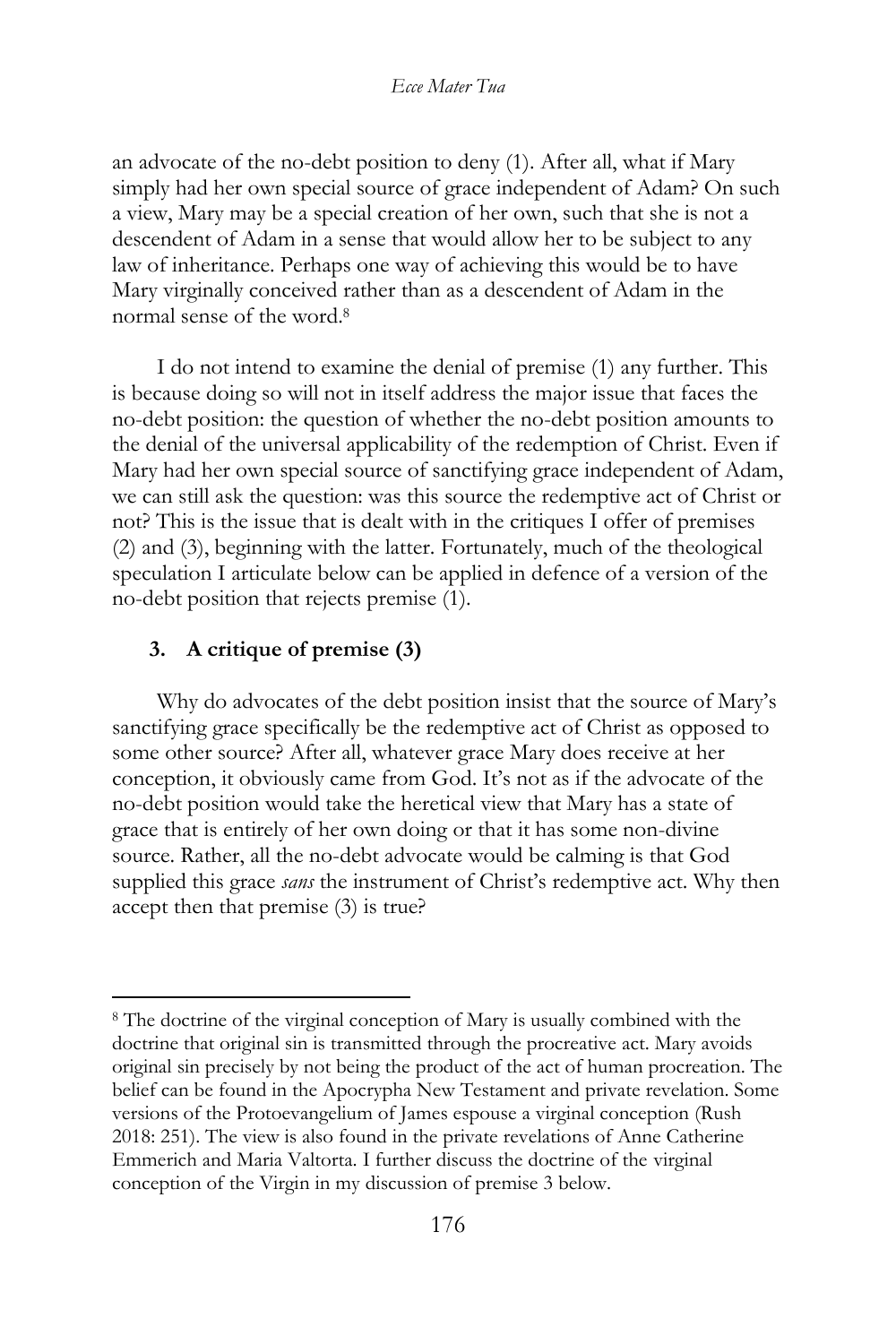an advocate of the no-debt position to deny (1). After all, what if Mary simply had her own special source of grace independent of Adam? On such a view, Mary may be a special creation of her own, such that she is not a descendent of Adam in a sense that would allow her to be subject to any law of inheritance. Perhaps one way of achieving this would be to have Mary virginally conceived rather than as a descendent of Adam in the normal sense of the word.[8]

I do not intend to examine the denial of premise (1) any further. This is because doing so will not in itself address the major issue that faces the no-debt position: the question of whether the no-debt position amounts to the denial of the universal applicability of the redemption of Christ. Even if Mary had her own special source of sanctifying grace independent of Adam, we can still ask the question: was this source the redemptive act of Christ or not? This is the issue that is dealt with in the critiques I offer of premises (2) and (3), beginning with the latter. Fortunately, much of the theological speculation I articulate below can be applied in defence of a version of the no-debt position that rejects premise (1).

## 3. A critique of premise (3)

Why do advocates of the debt position insist that the source of Mary's sanctifying grace specifically be the redemptive act of Christ as opposed to some other source? After all, whatever grace Mary does receive at her conception, it obviously came from God. It's not as if the advocate of the no-debt position would take the heretical view that Mary has a state of grace that is entirely of her own doing or that it has some non-divine source. Rather, all the no-debt advocate would be calming is that God supplied this grace *sans* the instrument of Christ's redemptive act. Why then accept then that premise (3) is true?

---

[8] The doctrine of the virginal conception of Mary is usually combined with the doctrine that original sin is transmitted through the procreative act. Mary avoids original sin precisely by not being the product of the act of human procreation. The belief can be found in the Apocrypha New Testament and private revelation. Some versions of the Protoevangelium of James espouse a virginal conception (Rush 2018: 251). The view is also found in the private revelations of Anne Catherine Emmerich and Maria Valtorta. I further discuss the doctrine of the virginal conception of the Virgin in my discussion of premise 3 below.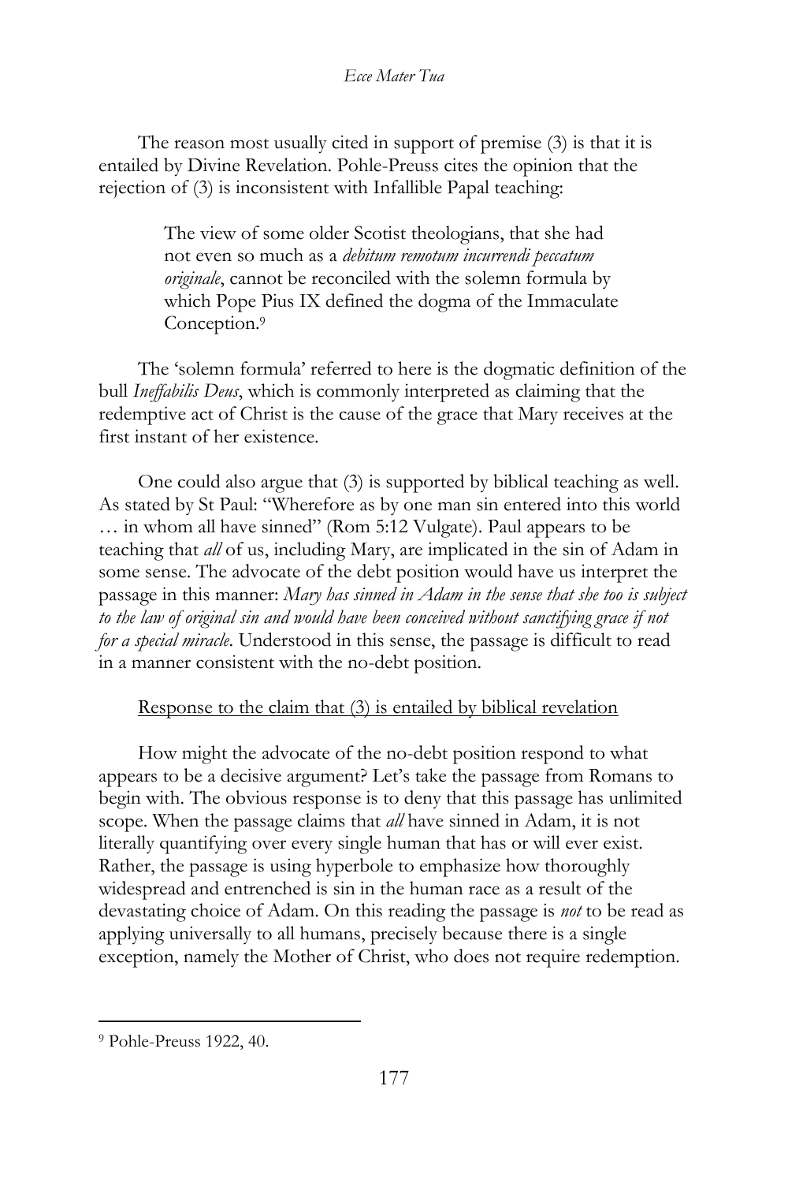The reason most usually cited in support of premise (3) is that it is entailed by Divine Revelation. Pohle-Preuss cites the opinion that the rejection of (3) is inconsistent with Infallible Papal teaching:

> The view of some older Scotist theologians, that she had not even so much as a *debitum remotum incurrendi peccatum originale*, cannot be reconciled with the solemn formula by which Pope Pius IX defined the dogma of the Immaculate Conception.[9]

The 'solemn formula' referred to here is the dogmatic definition of the bull *Ineffabilis Deus*, which is commonly interpreted as claiming that the redemptive act of Christ is the cause of the grace that Mary receives at the first instant of her existence.

One could also argue that (3) is supported by biblical teaching as well. As stated by St Paul: "Wherefore as by one man sin entered into this world … in whom all have sinned" (Rom 5:12 Vulgate). Paul appears to be teaching that *all* of us, including Mary, are implicated in the sin of Adam in some sense. The advocate of the debt position would have us interpret the passage in this manner: *Mary has sinned in Adam in the sense that she too is subject to the law of original sin and would have been conceived without sanctifying grace if not for a special miracle.* Understood in this sense, the passage is difficult to read in a manner consistent with the no-debt position.

Response to the claim that (3) is entailed by biblical revelation

How might the advocate of the no-debt position respond to what appears to be a decisive argument? Let's take the passage from Romans to begin with. The obvious response is to deny that this passage has unlimited scope. When the passage claims that *all* have sinned in Adam, it is not literally quantifying over every single human that has or will ever exist. Rather, the passage is using hyperbole to emphasize how thoroughly widespread and entrenched is sin in the human race as a result of the devastating choice of Adam. On this reading the passage is *not* to be read as applying universally to all humans, precisely because there is a single exception, namely the Mother of Christ, who does not require redemption.

[9] Pohle-Preuss 1922, 40.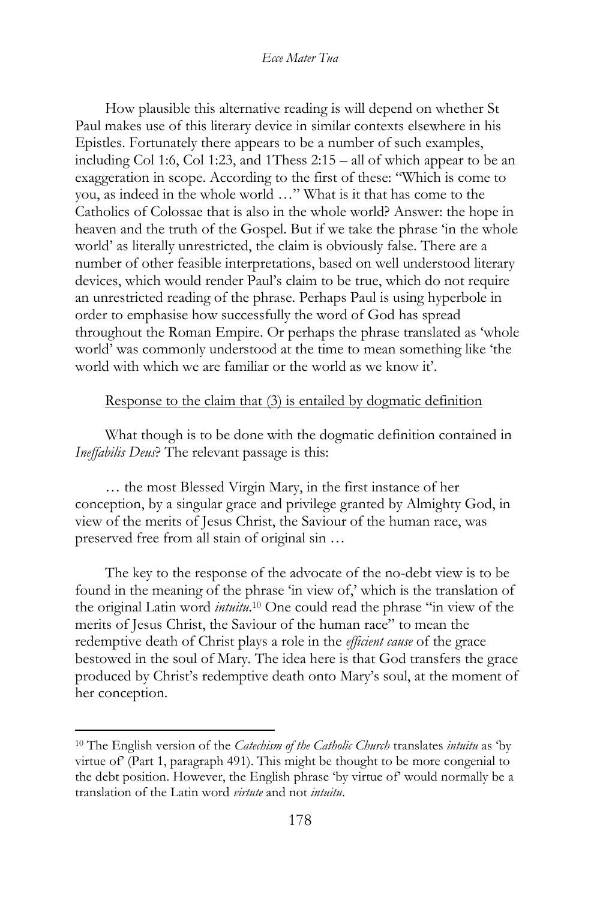How plausible this alternative reading is will depend on whether St Paul makes use of this literary device in similar contexts elsewhere in his Epistles. Fortunately there appears to be a number of such examples, including Col 1:6, Col 1:23, and 1Thess 2:15 – all of which appear to be an exaggeration in scope. According to the first of these: "Which is come to you, as indeed in the whole world …" What is it that has come to the Catholics of Colossae that is also in the whole world? Answer: the hope in heaven and the truth of the Gospel. But if we take the phrase 'in the whole world' as literally unrestricted, the claim is obviously false. There are a number of other feasible interpretations, based on well understood literary devices, which would render Paul's claim to be true, which do not require an unrestricted reading of the phrase. Perhaps Paul is using hyperbole in order to emphasise how successfully the word of God has spread throughout the Roman Empire. Or perhaps the phrase translated as 'whole world' was commonly understood at the time to mean something like 'the world with which we are familiar or the world as we know it'.

<u>Response to the claim that (3) is entailed by dogmatic definition</u>

What though is to be done with the dogmatic definition contained in *Ineffabilis Deus*? The relevant passage is this:

> … the most Blessed Virgin Mary, in the first instance of her conception, by a singular grace and privilege granted by Almighty God, in view of the merits of Jesus Christ, the Saviour of the human race, was preserved free from all stain of original sin …

The key to the response of the advocate of the no-debt view is to be found in the meaning of the phrase 'in view of,' which is the translation of the original Latin word *intuitu*.[10] One could read the phrase "in view of the merits of Jesus Christ, the Saviour of the human race" to mean the redemptive death of Christ plays a role in the *efficient cause* of the grace bestowed in the soul of Mary. The idea here is that God transfers the grace produced by Christ's redemptive death onto Mary's soul, at the moment of her conception.

---

[10] The English version of the *Catechism of the Catholic Church* translates *intuitu* as 'by virtue of' (Part 1, paragraph 491). This might be thought to be more congenial to the debt position. However, the English phrase 'by virtue of' would normally be a translation of the Latin word *virtute* and not *intuitu*.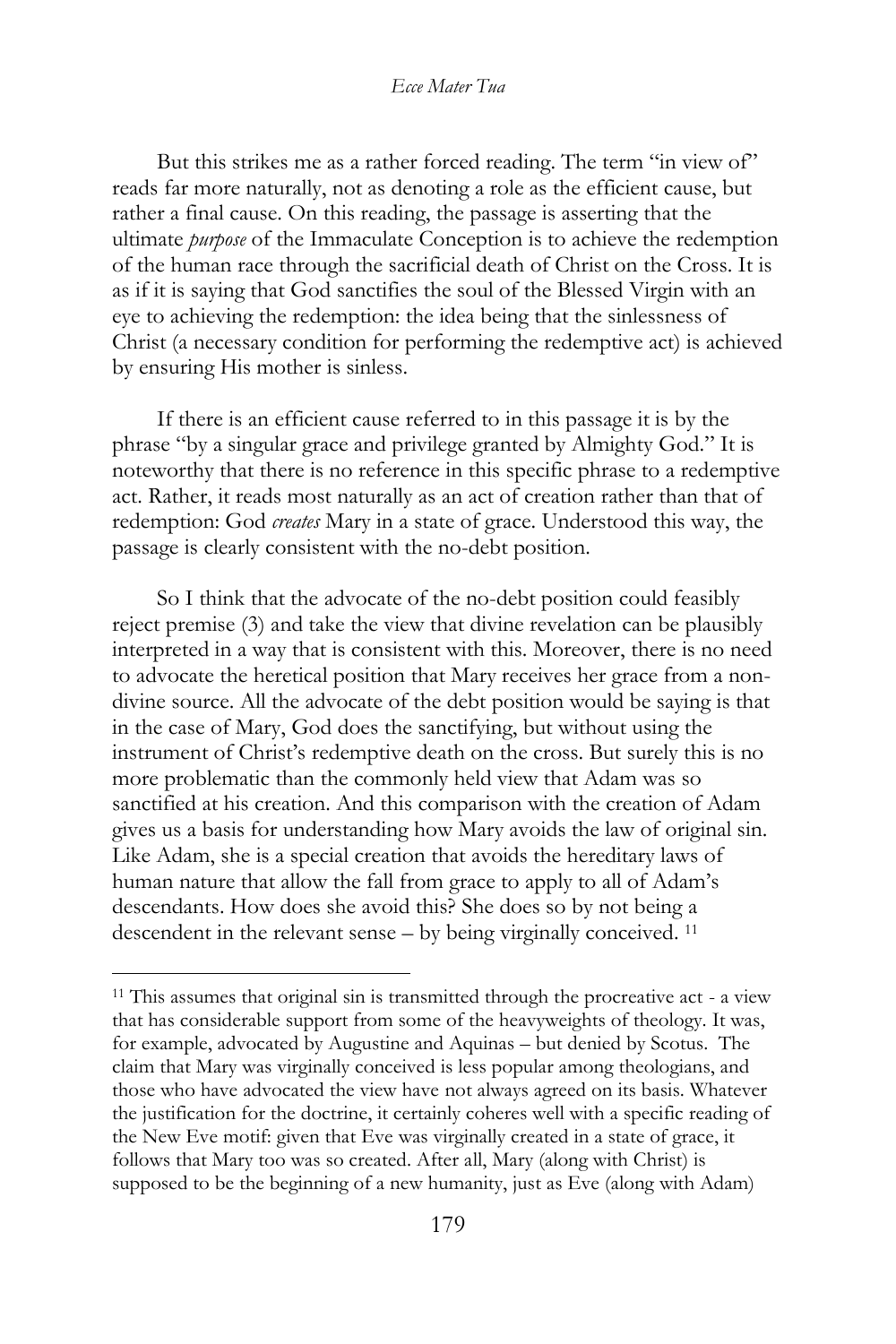But this strikes me as a rather forced reading. The term "in view of" reads far more naturally, not as denoting a role as the efficient cause, but rather a final cause. On this reading, the passage is asserting that the ultimate *purpose* of the Immaculate Conception is to achieve the redemption of the human race through the sacrificial death of Christ on the Cross. It is as if it is saying that God sanctifies the soul of the Blessed Virgin with an eye to achieving the redemption: the idea being that the sinlessness of Christ (a necessary condition for performing the redemptive act) is achieved by ensuring His mother is sinless.

If there is an efficient cause referred to in this passage it is by the phrase "by a singular grace and privilege granted by Almighty God." It is noteworthy that there is no reference in this specific phrase to a redemptive act. Rather, it reads most naturally as an act of creation rather than that of redemption: God *creates* Mary in a state of grace. Understood this way, the passage is clearly consistent with the no-debt position.

So I think that the advocate of the no-debt position could feasibly reject premise (3) and take the view that divine revelation can be plausibly interpreted in a way that is consistent with this. Moreover, there is no need to advocate the heretical position that Mary receives her grace from a non-divine source. All the advocate of the debt position would be saying is that in the case of Mary, God does the sanctifying, but without using the instrument of Christ's redemptive death on the cross. But surely this is no more problematic than the commonly held view that Adam was so sanctified at his creation. And this comparison with the creation of Adam gives us a basis for understanding how Mary avoids the law of original sin. Like Adam, she is a special creation that avoids the hereditary laws of human nature that allow the fall from grace to apply to all of Adam's descendants. How does she avoid this? She does so by not being a descendent in the relevant sense – by being virginally conceived. [11]

---

[11] This assumes that original sin is transmitted through the procreative act - a view that has considerable support from some of the heavyweights of theology. It was, for example, advocated by Augustine and Aquinas – but denied by Scotus. The claim that Mary was virginally conceived is less popular among theologians, and those who have advocated the view have not always agreed on its basis. Whatever the justification for the doctrine, it certainly coheres well with a specific reading of the New Eve motif: given that Eve was virginally created in a state of grace, it follows that Mary too was so created. After all, Mary (along with Christ) is supposed to be the beginning of a new humanity, just as Eve (along with Adam)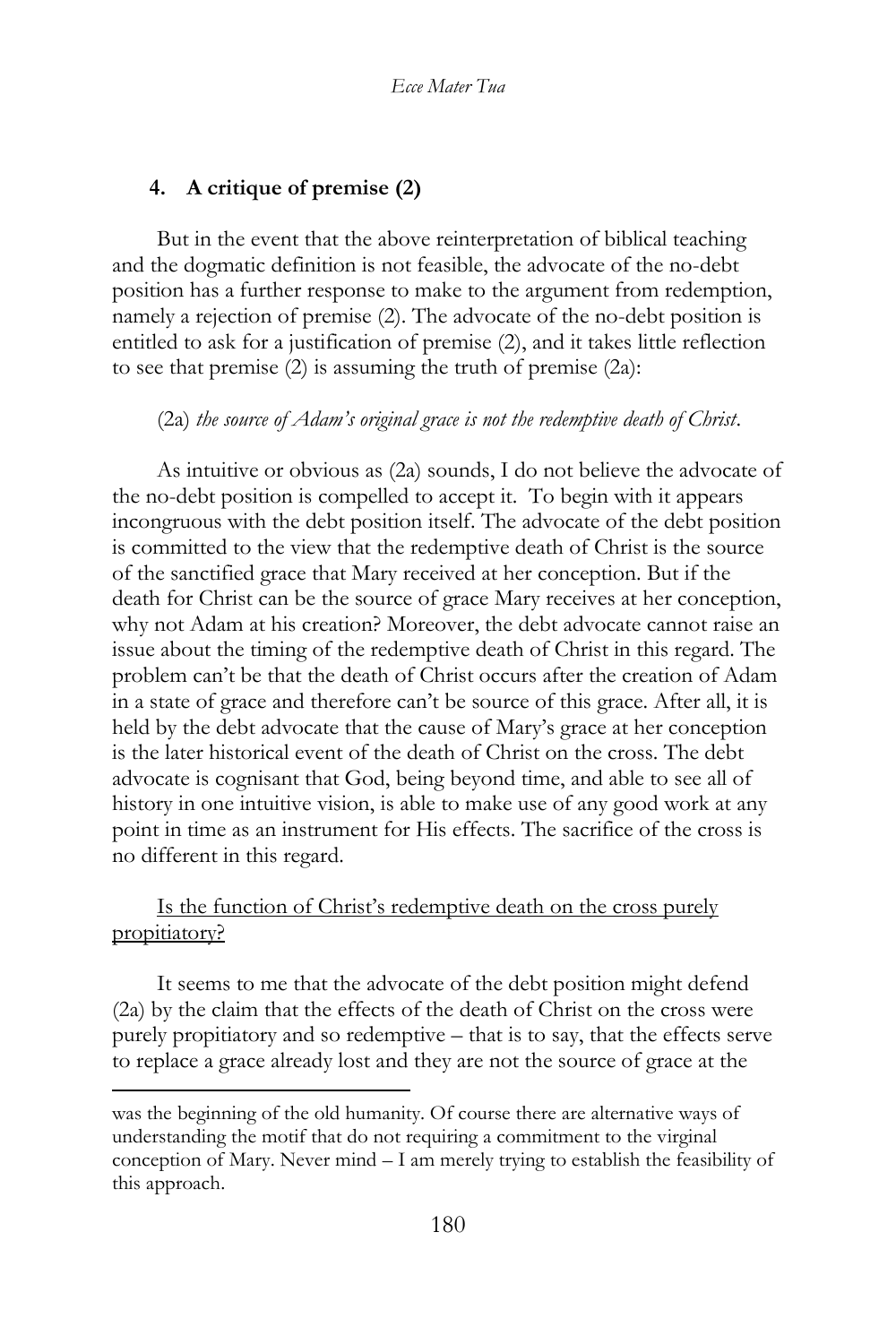## 4. A critique of premise (2)

But in the event that the above reinterpretation of biblical teaching and the dogmatic definition is not feasible, the advocate of the no-debt position has a further response to make to the argument from redemption, namely a rejection of premise (2). The advocate of the no-debt position is entitled to ask for a justification of premise (2), and it takes little reflection to see that premise (2) is assuming the truth of premise (2a):

(2a) *the source of Adam's original grace is not the redemptive death of Christ*.

As intuitive or obvious as (2a) sounds, I do not believe the advocate of the no-debt position is compelled to accept it. To begin with it appears incongruous with the debt position itself. The advocate of the debt position is committed to the view that the redemptive death of Christ is the source of the sanctified grace that Mary received at her conception. But if the death for Christ can be the source of grace Mary receives at her conception, why not Adam at his creation? Moreover, the debt advocate cannot raise an issue about the timing of the redemptive death of Christ in this regard. The problem can't be that the death of Christ occurs after the creation of Adam in a state of grace and therefore can't be source of this grace. After all, it is held by the debt advocate that the cause of Mary's grace at her conception is the later historical event of the death of Christ on the cross. The debt advocate is cognisant that God, being beyond time, and able to see all of history in one intuitive vision, is able to make use of any good work at any point in time as an instrument for His effects. The sacrifice of the cross is no different in this regard.

<u>Is the function of Christ's redemptive death on the cross purely propitiatory?</u>

It seems to me that the advocate of the debt position might defend (2a) by the claim that the effects of the death of Christ on the cross were purely propitiatory and so redemptive – that is to say, that the effects serve to replace a grace already lost and they are not the source of grace at the

---

was the beginning of the old humanity. Of course there are alternative ways of understanding the motif that do not requiring a commitment to the virginal conception of Mary. Never mind – I am merely trying to establish the feasibility of this approach.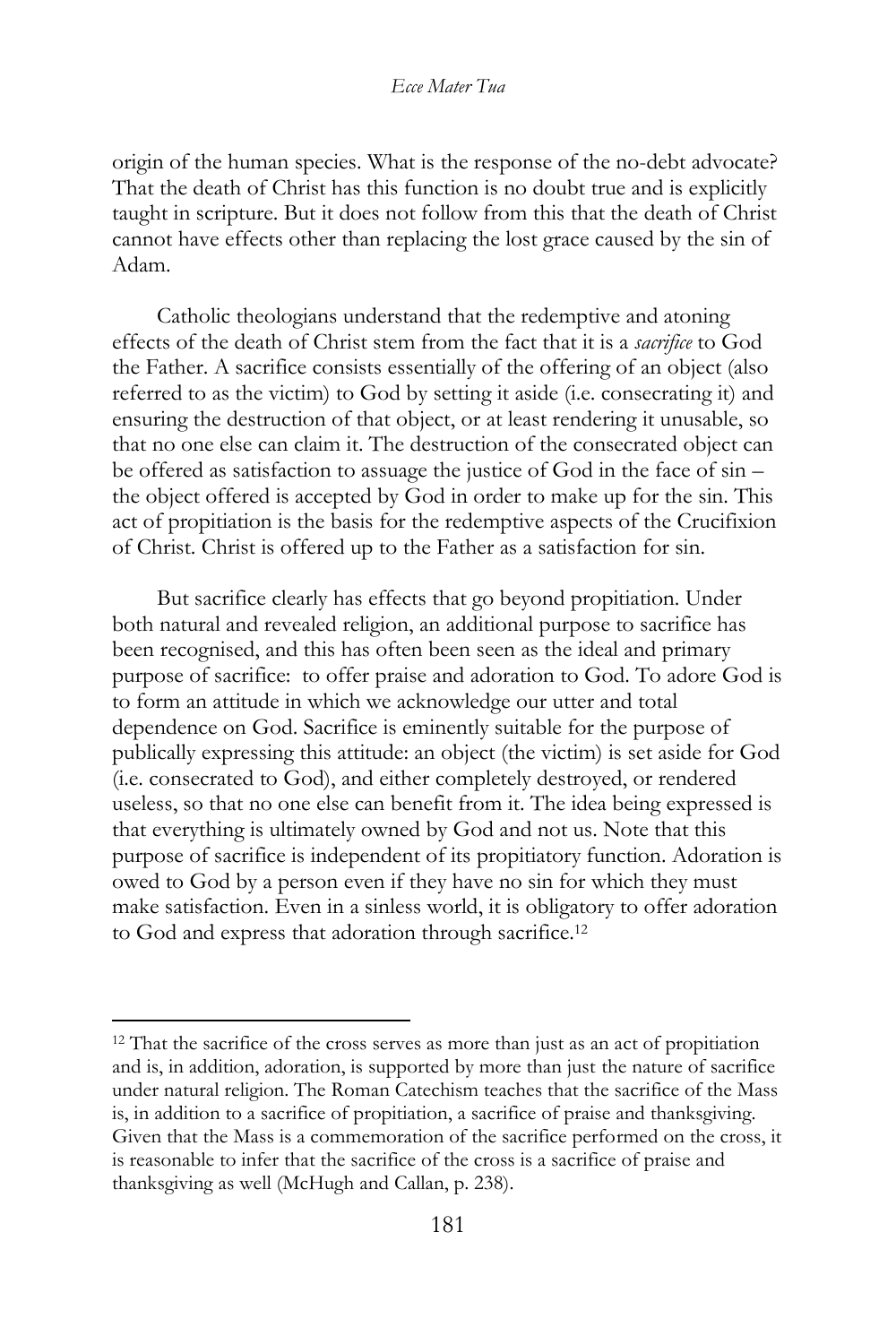origin of the human species. What is the response of the no-debt advocate? That the death of Christ has this function is no doubt true and is explicitly taught in scripture. But it does not follow from this that the death of Christ cannot have effects other than replacing the lost grace caused by the sin of Adam.

Catholic theologians understand that the redemptive and atoning effects of the death of Christ stem from the fact that it is a *sacrifice* to God the Father. A sacrifice consists essentially of the offering of an object (also referred to as the victim) to God by setting it aside (i.e. consecrating it) and ensuring the destruction of that object, or at least rendering it unusable, so that no one else can claim it. The destruction of the consecrated object can be offered as satisfaction to assuage the justice of God in the face of sin – the object offered is accepted by God in order to make up for the sin. This act of propitiation is the basis for the redemptive aspects of the Crucifixion of Christ. Christ is offered up to the Father as a satisfaction for sin.

But sacrifice clearly has effects that go beyond propitiation. Under both natural and revealed religion, an additional purpose to sacrifice has been recognised, and this has often been seen as the ideal and primary purpose of sacrifice: to offer praise and adoration to God. To adore God is to form an attitude in which we acknowledge our utter and total dependence on God. Sacrifice is eminently suitable for the purpose of publically expressing this attitude: an object (the victim) is set aside for God (i.e. consecrated to God), and either completely destroyed, or rendered useless, so that no one else can benefit from it. The idea being expressed is that everything is ultimately owned by God and not us. Note that this purpose of sacrifice is independent of its propitiatory function. Adoration is owed to God by a person even if they have no sin for which they must make satisfaction. Even in a sinless world, it is obligatory to offer adoration to God and express that adoration through sacrifice.[12]

---

[12] That the sacrifice of the cross serves as more than just as an act of propitiation and is, in addition, adoration, is supported by more than just the nature of sacrifice under natural religion. The Roman Catechism teaches that the sacrifice of the Mass is, in addition to a sacrifice of propitiation, a sacrifice of praise and thanksgiving. Given that the Mass is a commemoration of the sacrifice performed on the cross, it is reasonable to infer that the sacrifice of the cross is a sacrifice of praise and thanksgiving as well (McHugh and Callan, p. 238).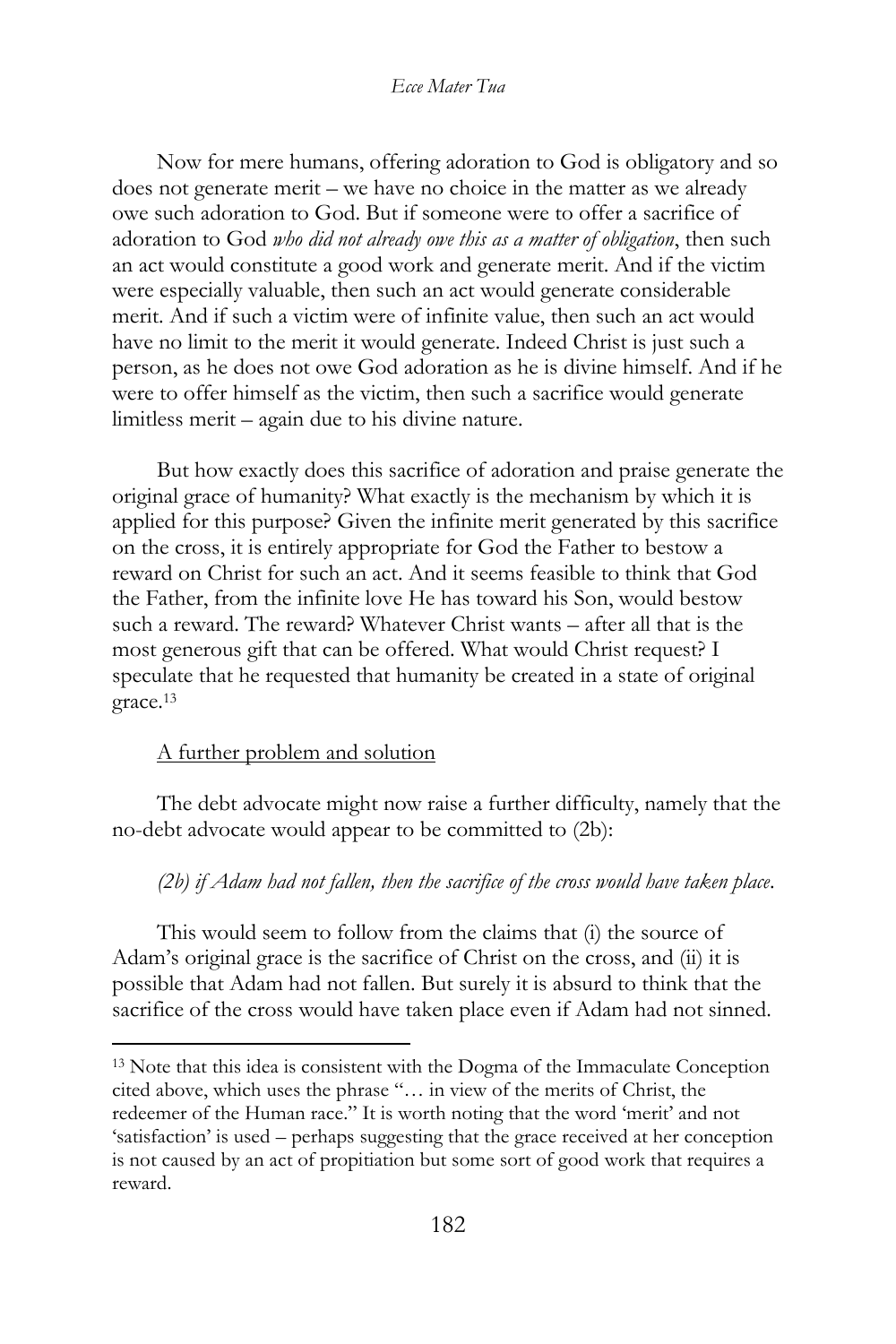Now for mere humans, offering adoration to God is obligatory and so does not generate merit – we have no choice in the matter as we already owe such adoration to God. But if someone were to offer a sacrifice of adoration to God *who did not already owe this as a matter of obligation*, then such an act would constitute a good work and generate merit. And if the victim were especially valuable, then such an act would generate considerable merit. And if such a victim were of infinite value, then such an act would have no limit to the merit it would generate. Indeed Christ is just such a person, as he does not owe God adoration as he is divine himself. And if he were to offer himself as the victim, then such a sacrifice would generate limitless merit – again due to his divine nature.

But how exactly does this sacrifice of adoration and praise generate the original grace of humanity? What exactly is the mechanism by which it is applied for this purpose? Given the infinite merit generated by this sacrifice on the cross, it is entirely appropriate for God the Father to bestow a reward on Christ for such an act. And it seems feasible to think that God the Father, from the infinite love He has toward his Son, would bestow such a reward. The reward? Whatever Christ wants – after all that is the most generous gift that can be offered. What would Christ request? I speculate that he requested that humanity be created in a state of original grace.[13]

<u>A further problem and solution</u>

The debt advocate might now raise a further difficulty, namely that the no-debt advocate would appear to be committed to (2b):

*(2b) if Adam had not fallen, then the sacrifice of the cross would have taken place.*

This would seem to follow from the claims that (i) the source of Adam's original grace is the sacrifice of Christ on the cross, and (ii) it is possible that Adam had not fallen. But surely it is absurd to think that the sacrifice of the cross would have taken place even if Adam had not sinned.

---

[13] Note that this idea is consistent with the Dogma of the Immaculate Conception cited above, which uses the phrase "… in view of the merits of Christ, the redeemer of the Human race." It is worth noting that the word 'merit' and not 'satisfaction' is used – perhaps suggesting that the grace received at her conception is not caused by an act of propitiation but some sort of good work that requires a reward.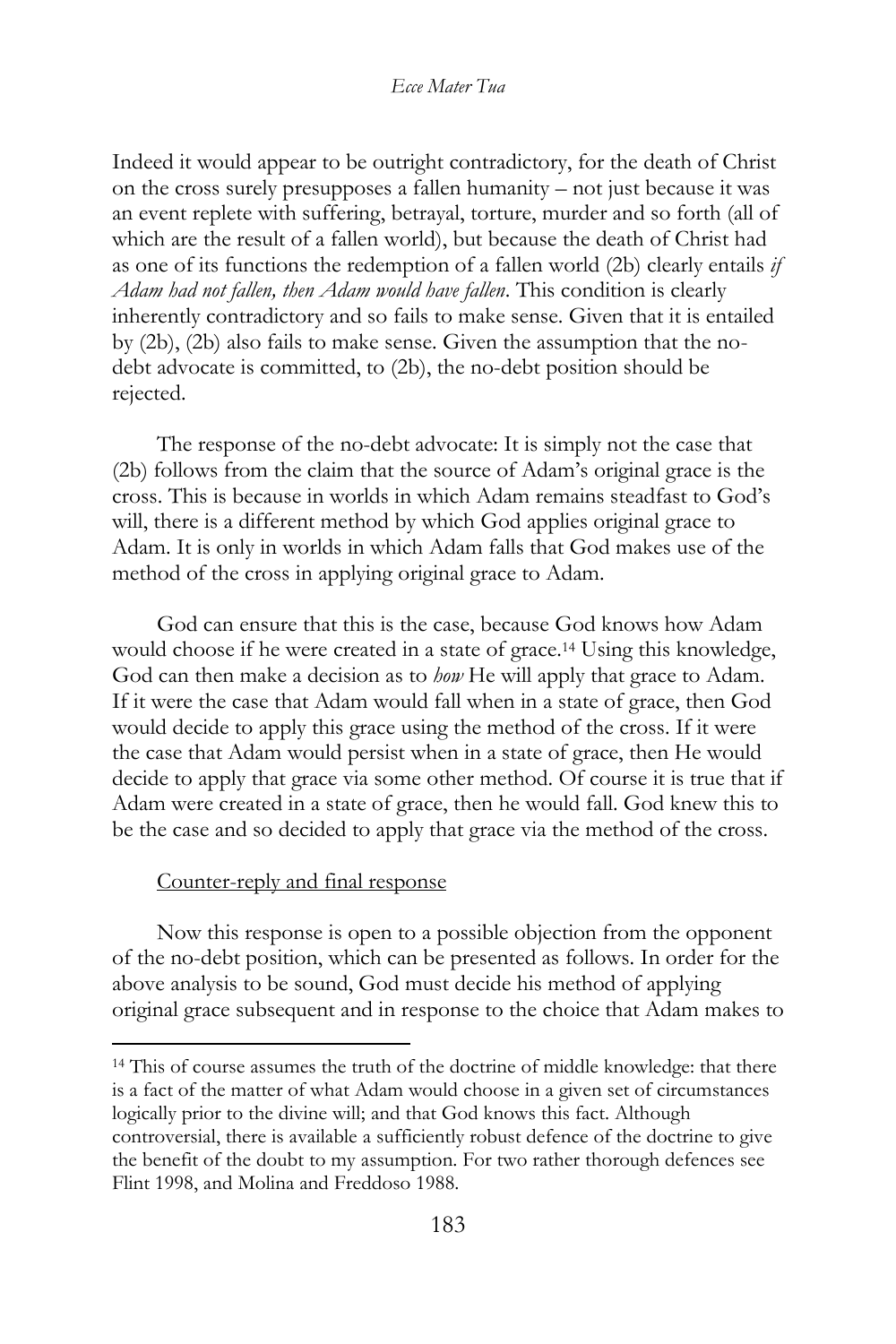Indeed it would appear to be outright contradictory, for the death of Christ on the cross surely presupposes a fallen humanity – not just because it was an event replete with suffering, betrayal, torture, murder and so forth (all of which are the result of a fallen world), but because the death of Christ had as one of its functions the redemption of a fallen world (2b) clearly entails *if Adam had not fallen, then Adam would have fallen*. This condition is clearly inherently contradictory and so fails to make sense. Given that it is entailed by (2b), (2b) also fails to make sense. Given the assumption that the no-debt advocate is committed, to (2b), the no-debt position should be rejected.

The response of the no-debt advocate: It is simply not the case that (2b) follows from the claim that the source of Adam's original grace is the cross. This is because in worlds in which Adam remains steadfast to God's will, there is a different method by which God applies original grace to Adam. It is only in worlds in which Adam falls that God makes use of the method of the cross in applying original grace to Adam.

God can ensure that this is the case, because God knows how Adam would choose if he were created in a state of grace.[14] Using this knowledge, God can then make a decision as to *how* He will apply that grace to Adam. If it were the case that Adam would fall when in a state of grace, then God would decide to apply this grace using the method of the cross. If it were the case that Adam would persist when in a state of grace, then He would decide to apply that grace via some other method. Of course it is true that if Adam were created in a state of grace, then he would fall. God knew this to be the case and so decided to apply that grace via the method of the cross.

Counter-reply and final response

Now this response is open to a possible objection from the opponent of the no-debt position, which can be presented as follows. In order for the above analysis to be sound, God must decide his method of applying original grace subsequent and in response to the choice that Adam makes to

[14] This of course assumes the truth of the doctrine of middle knowledge: that there is a fact of the matter of what Adam would choose in a given set of circumstances logically prior to the divine will; and that God knows this fact. Although controversial, there is available a sufficiently robust defence of the doctrine to give the benefit of the doubt to my assumption. For two rather thorough defences see Flint 1998, and Molina and Freddoso 1988.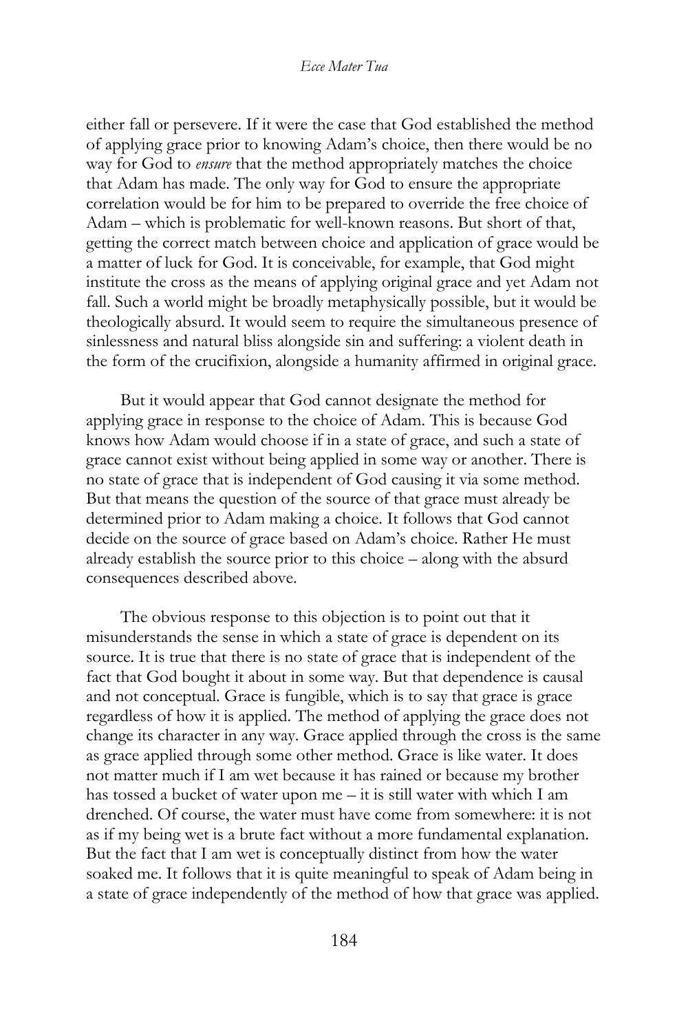either fall or persevere. If it were the case that God established the method of applying grace prior to knowing Adam's choice, then there would be no way for God to *ensure* that the method appropriately matches the choice that Adam has made. The only way for God to ensure the appropriate correlation would be for him to be prepared to override the free choice of Adam – which is problematic for well-known reasons. But short of that, getting the correct match between choice and application of grace would be a matter of luck for God. It is conceivable, for example, that God might institute the cross as the means of applying original grace and yet Adam not fall. Such a world might be broadly metaphysically possible, but it would be theologically absurd. It would seem to require the simultaneous presence of sinlessness and natural bliss alongside sin and suffering: a violent death in the form of the crucifixion, alongside a humanity affirmed in original grace.

But it would appear that God cannot designate the method for applying grace in response to the choice of Adam. This is because God knows how Adam would choose if in a state of grace, and such a state of grace cannot exist without being applied in some way or another. There is no state of grace that is independent of God causing it via some method. But that means the question of the source of that grace must already be determined prior to Adam making a choice. It follows that God cannot decide on the source of grace based on Adam's choice. Rather He must already establish the source prior to this choice – along with the absurd consequences described above.

The obvious response to this objection is to point out that it misunderstands the sense in which a state of grace is dependent on its source. It is true that there is no state of grace that is independent of the fact that God bought it about in some way. But that dependence is causal and not conceptual. Grace is fungible, which is to say that grace is grace regardless of how it is applied. The method of applying the grace does not change its character in any way. Grace applied through the cross is the same as grace applied through some other method. Grace is like water. It does not matter much if I am wet because it has rained or because my brother has tossed a bucket of water upon me – it is still water with which I am drenched. Of course, the water must have come from somewhere: it is not as if my being wet is a brute fact without a more fundamental explanation. But the fact that I am wet is conceptually distinct from how the water soaked me. It follows that it is quite meaningful to speak of Adam being in a state of grace independently of the method of how that grace was applied.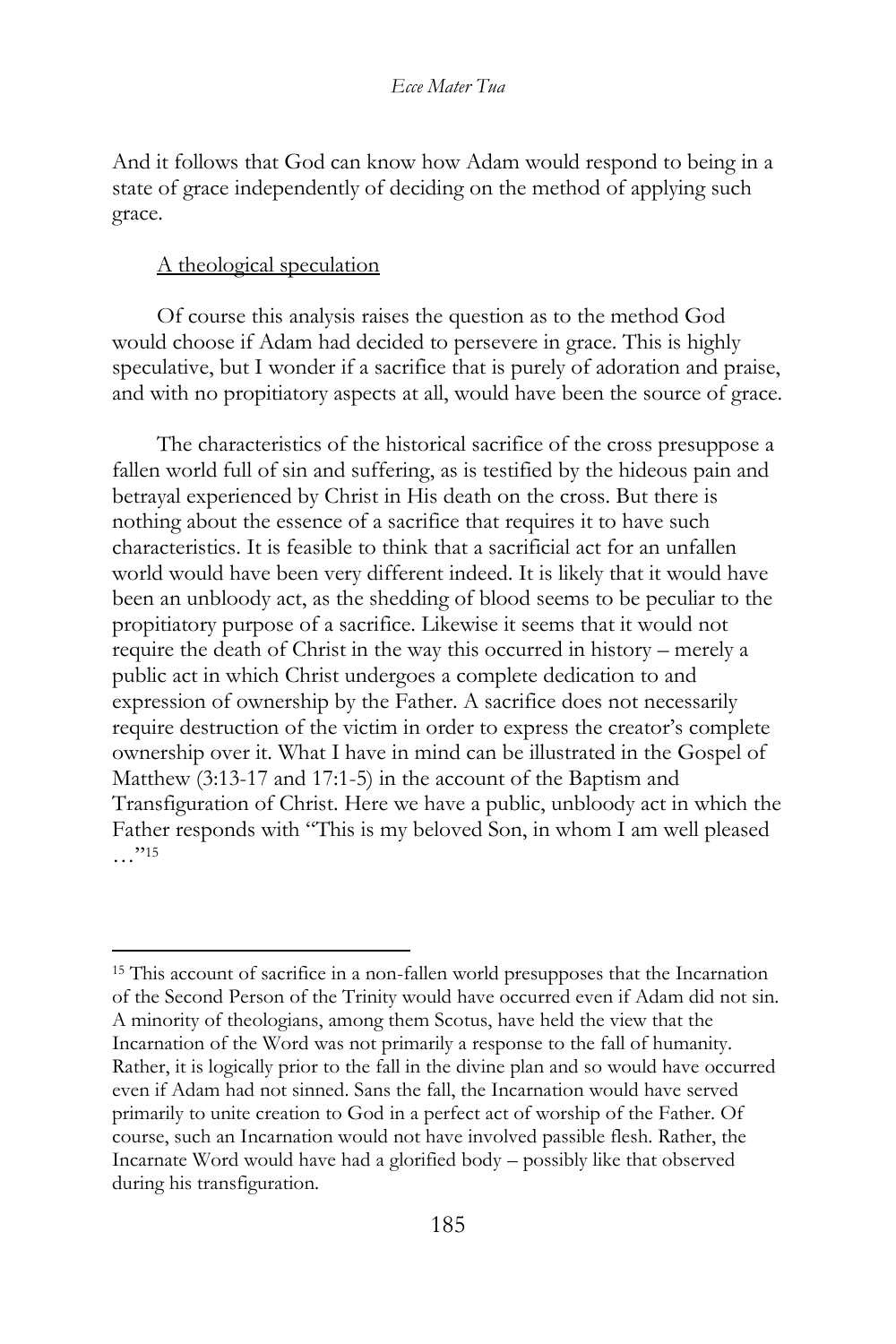And it follows that God can know how Adam would respond to being in a state of grace independently of deciding on the method of applying such grace.

<u>A theological speculation</u>

Of course this analysis raises the question as to the method God would choose if Adam had decided to persevere in grace. This is highly speculative, but I wonder if a sacrifice that is purely of adoration and praise, and with no propitiatory aspects at all, would have been the source of grace.

The characteristics of the historical sacrifice of the cross presuppose a fallen world full of sin and suffering, as is testified by the hideous pain and betrayal experienced by Christ in His death on the cross. But there is nothing about the essence of a sacrifice that requires it to have such characteristics. It is feasible to think that a sacrificial act for an unfallen world would have been very different indeed. It is likely that it would have been an unbloody act, as the shedding of blood seems to be peculiar to the propitiatory purpose of a sacrifice. Likewise it seems that it would not require the death of Christ in the way this occurred in history – merely a public act in which Christ undergoes a complete dedication to and expression of ownership by the Father. A sacrifice does not necessarily require destruction of the victim in order to express the creator's complete ownership over it. What I have in mind can be illustrated in the Gospel of Matthew (3:13-17 and 17:1-5) in the account of the Baptism and Transfiguration of Christ. Here we have a public, unbloody act in which the Father responds with "This is my beloved Son, in whom I am well pleased …"[15]

---

[15] This account of sacrifice in a non-fallen world presupposes that the Incarnation of the Second Person of the Trinity would have occurred even if Adam did not sin. A minority of theologians, among them Scotus, have held the view that the Incarnation of the Word was not primarily a response to the fall of humanity. Rather, it is logically prior to the fall in the divine plan and so would have occurred even if Adam had not sinned. Sans the fall, the Incarnation would have served primarily to unite creation to God in a perfect act of worship of the Father. Of course, such an Incarnation would not have involved passible flesh. Rather, the Incarnate Word would have had a glorified body – possibly like that observed during his transfiguration.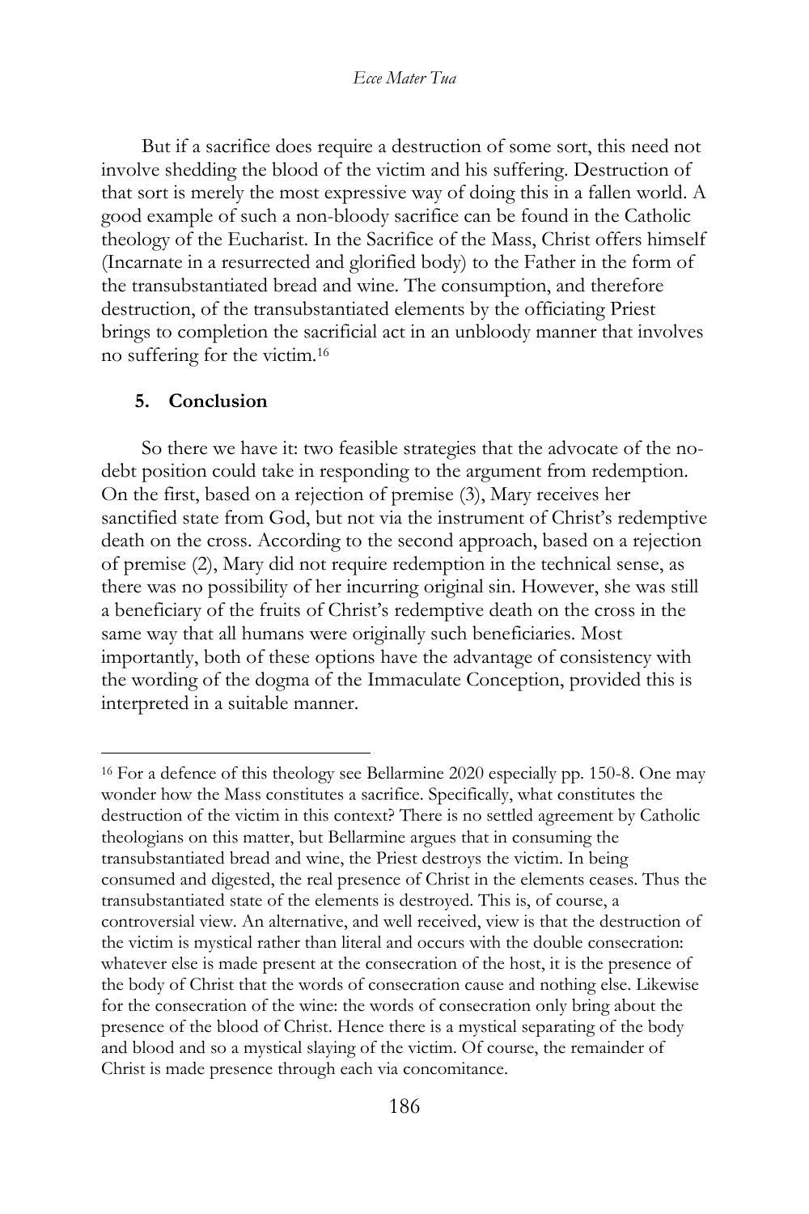But if a sacrifice does require a destruction of some sort, this need not involve shedding the blood of the victim and his suffering. Destruction of that sort is merely the most expressive way of doing this in a fallen world. A good example of such a non-bloody sacrifice can be found in the Catholic theology of the Eucharist. In the Sacrifice of the Mass, Christ offers himself (Incarnate in a resurrected and glorified body) to the Father in the form of the transubstantiated bread and wine. The consumption, and therefore destruction, of the transubstantiated elements by the officiating Priest brings to completion the sacrificial act in an unbloody manner that involves no suffering for the victim.[16]

## 5. Conclusion

So there we have it: two feasible strategies that the advocate of the no-debt position could take in responding to the argument from redemption. On the first, based on a rejection of premise (3), Mary receives her sanctified state from God, but not via the instrument of Christ's redemptive death on the cross. According to the second approach, based on a rejection of premise (2), Mary did not require redemption in the technical sense, as there was no possibility of her incurring original sin. However, she was still a beneficiary of the fruits of Christ's redemptive death on the cross in the same way that all humans were originally such beneficiaries. Most importantly, both of these options have the advantage of consistency with the wording of the dogma of the Immaculate Conception, provided this is interpreted in a suitable manner.

---

[16] For a defence of this theology see Bellarmine 2020 especially pp. 150-8. One may wonder how the Mass constitutes a sacrifice. Specifically, what constitutes the destruction of the victim in this context? There is no settled agreement by Catholic theologians on this matter, but Bellarmine argues that in consuming the transubstantiated bread and wine, the Priest destroys the victim. In being consumed and digested, the real presence of Christ in the elements ceases. Thus the transubstantiated state of the elements is destroyed. This is, of course, a controversial view. An alternative, and well received, view is that the destruction of the victim is mystical rather than literal and occurs with the double consecration: whatever else is made present at the consecration of the host, it is the presence of the body of Christ that the words of consecration cause and nothing else. Likewise for the consecration of the wine: the words of consecration only bring about the presence of the blood of Christ. Hence there is a mystical separating of the body and blood and so a mystical slaying of the victim. Of course, the remainder of Christ is made presence through each via concomitance.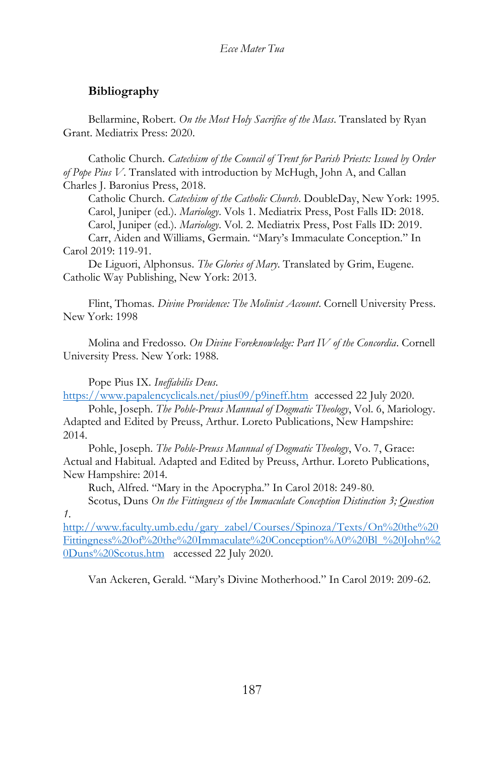## Bibliography

Bellarmine, Robert. *On the Most Holy Sacrifice of the Mass*. Translated by Ryan Grant. Mediatrix Press: 2020.

Catholic Church. *Catechism of the Council of Trent for Parish Priests: Issued by Order of Pope Pius V*. Translated with introduction by McHugh, John A, and Callan Charles J. Baronius Press, 2018.

Catholic Church. *Catechism of the Catholic Church*. DoubleDay, New York: 1995.

Carol, Juniper (ed.). *Mariology*. Vols 1. Mediatrix Press, Post Falls ID: 2018.

Carol, Juniper (ed.). *Mariology*. Vol. 2. Mediatrix Press, Post Falls ID: 2019.

Carr, Aiden and Williams, Germain. "Mary's Immaculate Conception." In Carol 2019: 119-91.

De Liguori, Alphonsus. *The Glories of Mary*. Translated by Grim, Eugene. Catholic Way Publishing, New York: 2013.

Flint, Thomas. *Divine Providence: The Molinist Account*. Cornell University Press. New York: 1998

Molina and Fredosso. *On Divine Foreknowledge: Part IV of the Concordia*. Cornell University Press. New York: 1988.

Pope Pius IX. *Ineffabilis Deus*. https://www.papalencyclicals.net/pius09/p9ineff.htm accessed 22 July 2020.

Pohle, Joseph. *The Pohle-Preuss Mannual of Dogmatic Theology*, Vol. 6, Mariology. Adapted and Edited by Preuss, Arthur. Loreto Publications, New Hampshire: 2014.

Pohle, Joseph. *The Pohle-Preuss Mannual of Dogmatic Theology*, Vo. 7, Grace: Actual and Habitual. Adapted and Edited by Preuss, Arthur. Loreto Publications, New Hampshire: 2014.

Ruch, Alfred. "Mary in the Apocrypha." In Carol 2018: 249-80.

Scotus, Duns *On the Fittingness of the Immaculate Conception Distinction 3; Question 1*. http://www.faculty.umb.edu/gary_zabel/Courses/Spinoza/Texts/On%20the%20Fittingness%20of%20the%20Immaculate%20Conception%A0%20Bl_%20John%20Duns%20Scotus.htm accessed 22 July 2020.

Van Ackeren, Gerald. "Mary's Divine Motherhood." In Carol 2019: 209-62.